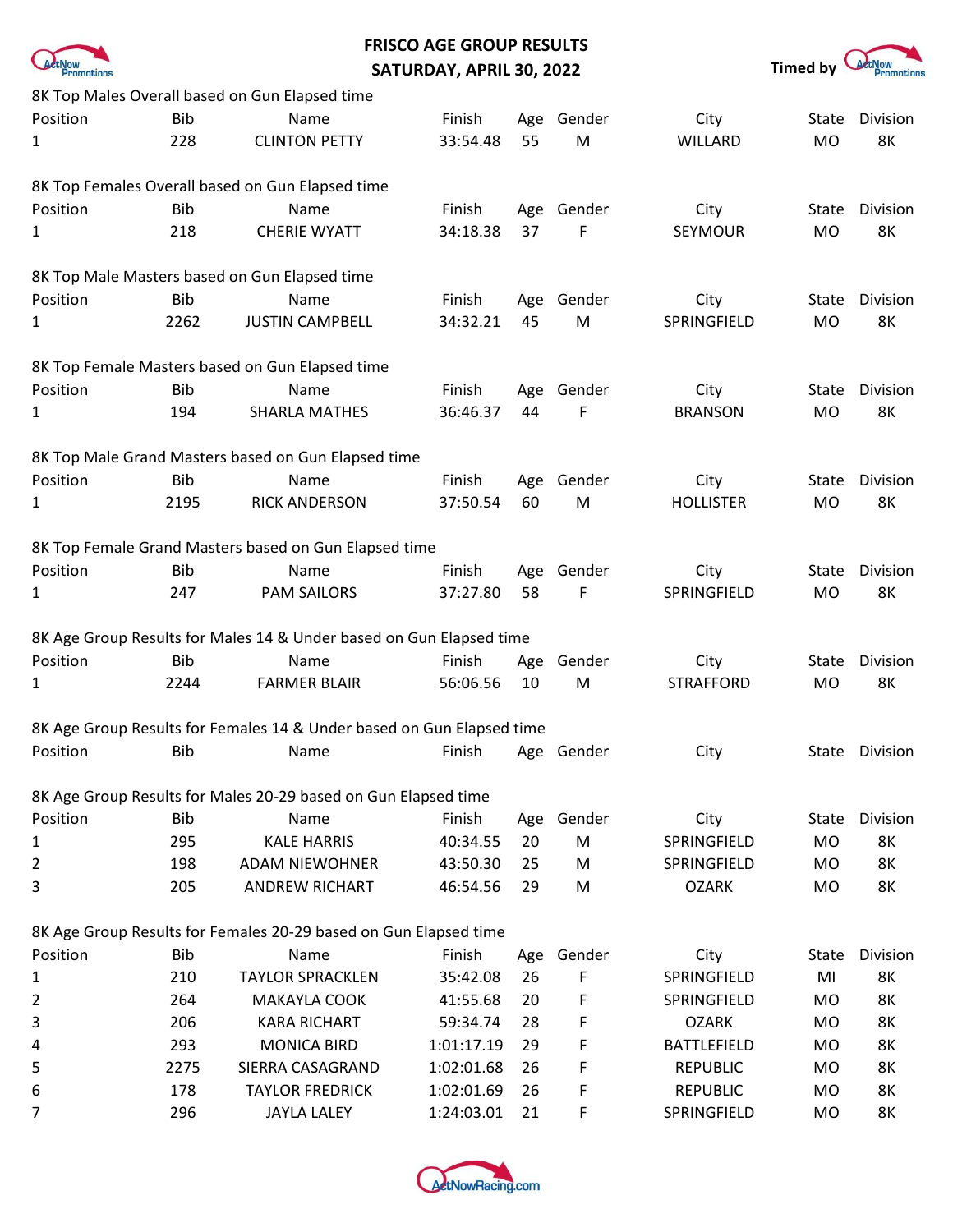# FRISCO AGE GROUP RESULTS
## SATURDAY, APRIL 30, 2022

Timed by ActNow Promotions

### 8K Top Males Overall based on Gun Elapsed time

| Position | Bib | Name | Finish | Age | Gender | City | State | Division |
|---|---|---|---|---|---|---|---|---|
| 1 | 228 | CLINTON PETTY | 33:54.48 | 55 | M | WILLARD | MO | 8K |

### 8K Top Females Overall based on Gun Elapsed time

| Position | Bib | Name | Finish | Age | Gender | City | State | Division |
|---|---|---|---|---|---|---|---|---|
| 1 | 218 | CHERIE WYATT | 34:18.38 | 37 | F | SEYMOUR | MO | 8K |

### 8K Top Male Masters based on Gun Elapsed time

| Position | Bib | Name | Finish | Age | Gender | City | State | Division |
|---|---|---|---|---|---|---|---|---|
| 1 | 2262 | JUSTIN CAMPBELL | 34:32.21 | 45 | M | SPRINGFIELD | MO | 8K |

### 8K Top Female Masters based on Gun Elapsed time

| Position | Bib | Name | Finish | Age | Gender | City | State | Division |
|---|---|---|---|---|---|---|---|---|
| 1 | 194 | SHARLA MATHES | 36:46.37 | 44 | F | BRANSON | MO | 8K |

### 8K Top Male Grand Masters based on Gun Elapsed time

| Position | Bib | Name | Finish | Age | Gender | City | State | Division |
|---|---|---|---|---|---|---|---|---|
| 1 | 2195 | RICK ANDERSON | 37:50.54 | 60 | M | HOLLISTER | MO | 8K |

### 8K Top Female Grand Masters based on Gun Elapsed time

| Position | Bib | Name | Finish | Age | Gender | City | State | Division |
|---|---|---|---|---|---|---|---|---|
| 1 | 247 | PAM SAILORS | 37:27.80 | 58 | F | SPRINGFIELD | MO | 8K |

### 8K Age Group Results for Males 14 & Under based on Gun Elapsed time

| Position | Bib | Name | Finish | Age | Gender | City | State | Division |
|---|---|---|---|---|---|---|---|---|
| 1 | 2244 | FARMER BLAIR | 56:06.56 | 10 | M | STRAFFORD | MO | 8K |

### 8K Age Group Results for Females 14 & Under based on Gun Elapsed time

| Position | Bib | Name | Finish | Age | Gender | City | State | Division |
|---|---|---|---|---|---|---|---|---|

### 8K Age Group Results for Males 20-29 based on Gun Elapsed time

| Position | Bib | Name | Finish | Age | Gender | City | State | Division |
|---|---|---|---|---|---|---|---|---|
| 1 | 295 | KALE HARRIS | 40:34.55 | 20 | M | SPRINGFIELD | MO | 8K |
| 2 | 198 | ADAM NIEWOHNER | 43:50.30 | 25 | M | SPRINGFIELD | MO | 8K |
| 3 | 205 | ANDREW RICHART | 46:54.56 | 29 | M | OZARK | MO | 8K |

### 8K Age Group Results for Females 20-29 based on Gun Elapsed time

| Position | Bib | Name | Finish | Age | Gender | City | State | Division |
|---|---|---|---|---|---|---|---|---|
| 1 | 210 | TAYLOR SPRACKLEN | 35:42.08 | 26 | F | SPRINGFIELD | MI | 8K |
| 2 | 264 | MAKAYLA COOK | 41:55.68 | 20 | F | SPRINGFIELD | MO | 8K |
| 3 | 206 | KARA RICHART | 59:34.74 | 28 | F | OZARK | MO | 8K |
| 4 | 293 | MONICA BIRD | 1:01:17.19 | 29 | F | BATTLEFIELD | MO | 8K |
| 5 | 2275 | SIERRA CASAGRAND | 1:02:01.68 | 26 | F | REPUBLIC | MO | 8K |
| 6 | 178 | TAYLOR FREDRICK | 1:02:01.69 | 26 | F | REPUBLIC | MO | 8K |
| 7 | 296 | JAYLA LALEY | 1:24:03.01 | 21 | F | SPRINGFIELD | MO | 8K |

ActNowRacing.com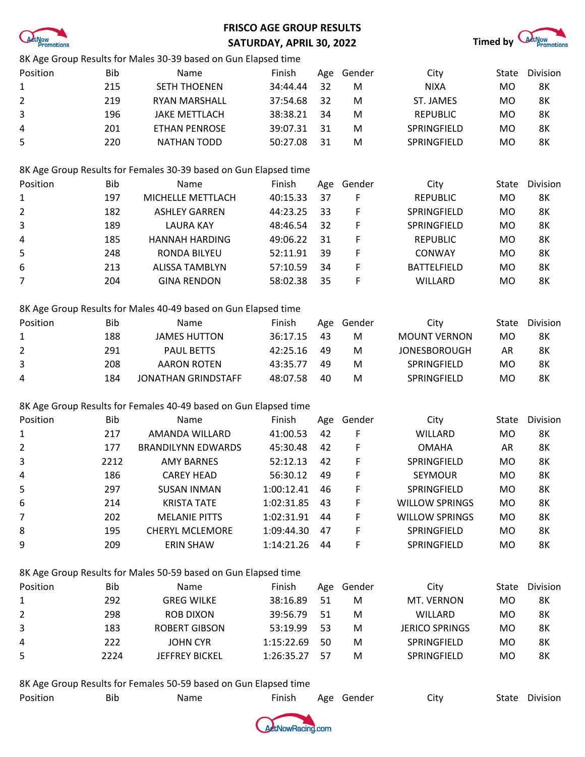# FRISCO AGE GROUP RESULTS
# SATURDAY, APRIL 30, 2022

Timed by ActNow Promotions

8K Age Group Results for Males 30-39 based on Gun Elapsed time

| Position | Bib | Name | Finish | Age | Gender | City | State | Division |
|---|---|---|---|---|---|---|---|---|
| 1 | 215 | SETH THOENEN | 34:44.44 | 32 | M | NIXA | MO | 8K |
| 2 | 219 | RYAN MARSHALL | 37:54.68 | 32 | M | ST. JAMES | MO | 8K |
| 3 | 196 | JAKE METTLACH | 38:38.21 | 34 | M | REPUBLIC | MO | 8K |
| 4 | 201 | ETHAN PENROSE | 39:07.31 | 31 | M | SPRINGFIELD | MO | 8K |
| 5 | 220 | NATHAN TODD | 50:27.08 | 31 | M | SPRINGFIELD | MO | 8K |

8K Age Group Results for Females 30-39 based on Gun Elapsed time

| Position | Bib | Name | Finish | Age | Gender | City | State | Division |
|---|---|---|---|---|---|---|---|---|
| 1 | 197 | MICHELLE METTLACH | 40:15.33 | 37 | F | REPUBLIC | MO | 8K |
| 2 | 182 | ASHLEY GARREN | 44:23.25 | 33 | F | SPRINGFIELD | MO | 8K |
| 3 | 189 | LAURA KAY | 48:46.54 | 32 | F | SPRINGFIELD | MO | 8K |
| 4 | 185 | HANNAH HARDING | 49:06.22 | 31 | F | REPUBLIC | MO | 8K |
| 5 | 248 | RONDA BILYEU | 52:11.91 | 39 | F | CONWAY | MO | 8K |
| 6 | 213 | ALISSA TAMBLYN | 57:10.59 | 34 | F | BATTELFIELD | MO | 8K |
| 7 | 204 | GINA RENDON | 58:02.38 | 35 | F | WILLARD | MO | 8K |

8K Age Group Results for Males 40-49 based on Gun Elapsed time

| Position | Bib | Name | Finish | Age | Gender | City | State | Division |
|---|---|---|---|---|---|---|---|---|
| 1 | 188 | JAMES HUTTON | 36:17.15 | 43 | M | MOUNT VERNON | MO | 8K |
| 2 | 291 | PAUL BETTS | 42:25.16 | 49 | M | JONESBOROUGH | AR | 8K |
| 3 | 208 | AARON ROTEN | 43:35.77 | 49 | M | SPRINGFIELD | MO | 8K |
| 4 | 184 | JONATHAN GRINDSTAFF | 48:07.58 | 40 | M | SPRINGFIELD | MO | 8K |

8K Age Group Results for Females 40-49 based on Gun Elapsed time

| Position | Bib | Name | Finish | Age | Gender | City | State | Division |
|---|---|---|---|---|---|---|---|---|
| 1 | 217 | AMANDA WILLARD | 41:00.53 | 42 | F | WILLARD | MO | 8K |
| 2 | 177 | BRANDILYNN EDWARDS | 45:30.48 | 42 | F | OMAHA | AR | 8K |
| 3 | 2212 | AMY BARNES | 52:12.13 | 42 | F | SPRINGFIELD | MO | 8K |
| 4 | 186 | CAREY HEAD | 56:30.12 | 49 | F | SEYMOUR | MO | 8K |
| 5 | 297 | SUSAN INMAN | 1:00:12.41 | 46 | F | SPRINGFIELD | MO | 8K |
| 6 | 214 | KRISTA TATE | 1:02:31.85 | 43 | F | WILLOW SPRINGS | MO | 8K |
| 7 | 202 | MELANIE PITTS | 1:02:31.91 | 44 | F | WILLOW SPRINGS | MO | 8K |
| 8 | 195 | CHERYL MCLEMORE | 1:09:44.30 | 47 | F | SPRINGFIELD | MO | 8K |
| 9 | 209 | ERIN SHAW | 1:14:21.26 | 44 | F | SPRINGFIELD | MO | 8K |

8K Age Group Results for Males 50-59 based on Gun Elapsed time

| Position | Bib | Name | Finish | Age | Gender | City | State | Division |
|---|---|---|---|---|---|---|---|---|
| 1 | 292 | GREG WILKE | 38:16.89 | 51 | M | MT. VERNON | MO | 8K |
| 2 | 298 | ROB DIXON | 39:56.79 | 51 | M | WILLARD | MO | 8K |
| 3 | 183 | ROBERT GIBSON | 53:19.99 | 53 | M | JERICO SPRINGS | MO | 8K |
| 4 | 222 | JOHN CYR | 1:15:22.69 | 50 | M | SPRINGFIELD | MO | 8K |
| 5 | 2224 | JEFFREY BICKEL | 1:26:35.27 | 57 | M | SPRINGFIELD | MO | 8K |

8K Age Group Results for Females 50-59 based on Gun Elapsed time

| Position | Bib | Name | Finish | Age | Gender | City | State | Division |
|---|---|---|---|---|---|---|---|---|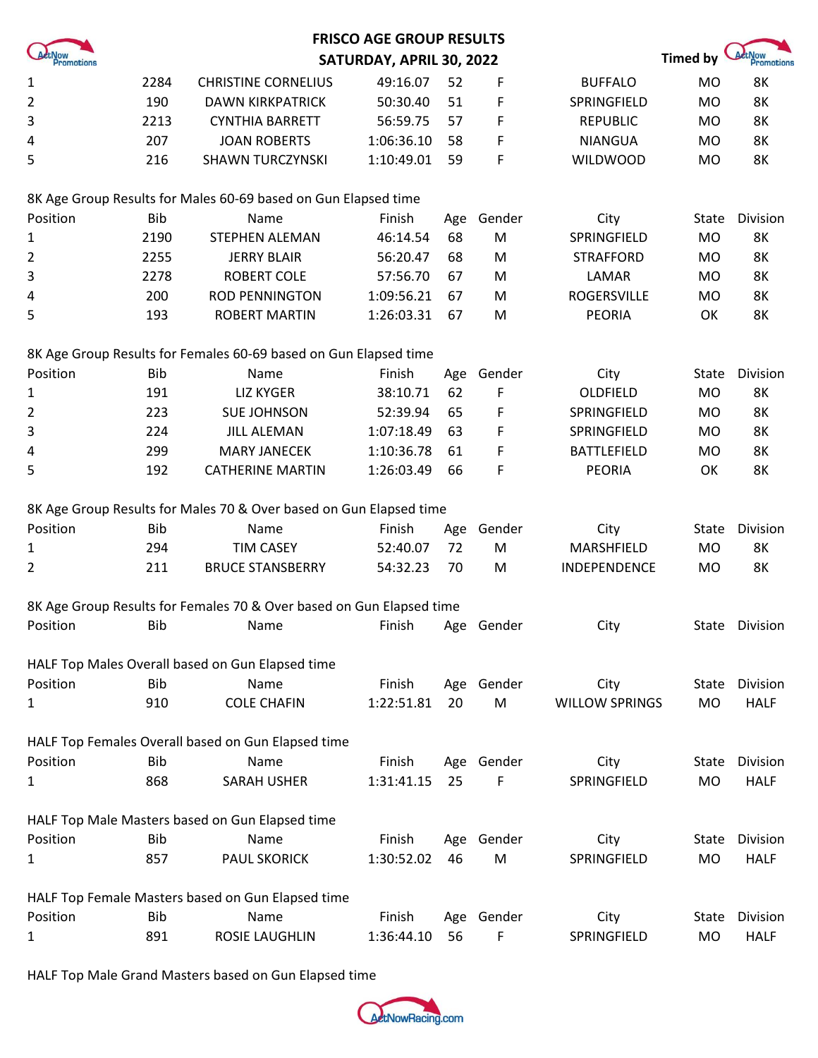# FRISCO AGE GROUP RESULTS
## SATURDAY, APRIL 30, 2022

Timed by ActNow Promotions

| | | | | | | | | |
|---|---|---|---|---|---|---|---|---|
| 1 | 2284 | CHRISTINE CORNELIUS | 49:16.07 | 52 | F | BUFFALO | MO | 8K |
| 2 | 190 | DAWN KIRKPATRICK | 50:30.40 | 51 | F | SPRINGFIELD | MO | 8K |
| 3 | 2213 | CYNTHIA BARRETT | 56:59.75 | 57 | F | REPUBLIC | MO | 8K |
| 4 | 207 | JOAN ROBERTS | 1:06:36.10 | 58 | F | NIANGUA | MO | 8K |
| 5 | 216 | SHAWN TURCZYNSKI | 1:10:49.01 | 59 | F | WILDWOOD | MO | 8K |

8K Age Group Results for Males 60-69 based on Gun Elapsed time

| Position | Bib | Name | Finish | Age | Gender | City | State | Division |
|---|---|---|---|---|---|---|---|---|
| 1 | 2190 | STEPHEN ALEMAN | 46:14.54 | 68 | M | SPRINGFIELD | MO | 8K |
| 2 | 2255 | JERRY BLAIR | 56:20.47 | 68 | M | STRAFFORD | MO | 8K |
| 3 | 2278 | ROBERT COLE | 57:56.70 | 67 | M | LAMAR | MO | 8K |
| 4 | 200 | ROD PENNINGTON | 1:09:56.21 | 67 | M | ROGERSVILLE | MO | 8K |
| 5 | 193 | ROBERT MARTIN | 1:26:03.31 | 67 | M | PEORIA | OK | 8K |

8K Age Group Results for Females 60-69 based on Gun Elapsed time

| Position | Bib | Name | Finish | Age | Gender | City | State | Division |
|---|---|---|---|---|---|---|---|---|
| 1 | 191 | LIZ KYGER | 38:10.71 | 62 | F | OLDFIELD | MO | 8K |
| 2 | 223 | SUE JOHNSON | 52:39.94 | 65 | F | SPRINGFIELD | MO | 8K |
| 3 | 224 | JILL ALEMAN | 1:07:18.49 | 63 | F | SPRINGFIELD | MO | 8K |
| 4 | 299 | MARY JANECEK | 1:10:36.78 | 61 | F | BATTLEFIELD | MO | 8K |
| 5 | 192 | CATHERINE MARTIN | 1:26:03.49 | 66 | F | PEORIA | OK | 8K |

8K Age Group Results for Males 70 & Over based on Gun Elapsed time

| Position | Bib | Name | Finish | Age | Gender | City | State | Division |
|---|---|---|---|---|---|---|---|---|
| 1 | 294 | TIM CASEY | 52:40.07 | 72 | M | MARSHFIELD | MO | 8K |
| 2 | 211 | BRUCE STANSBERRY | 54:32.23 | 70 | M | INDEPENDENCE | MO | 8K |

8K Age Group Results for Females 70 & Over based on Gun Elapsed time

| Position | Bib | Name | Finish | Age | Gender | City | State | Division |
|---|---|---|---|---|---|---|---|---|

HALF Top Males Overall based on Gun Elapsed time

| Position | Bib | Name | Finish | Age | Gender | City | State | Division |
|---|---|---|---|---|---|---|---|---|
| 1 | 910 | COLE CHAFIN | 1:22:51.81 | 20 | M | WILLOW SPRINGS | MO | HALF |

HALF Top Females Overall based on Gun Elapsed time

| Position | Bib | Name | Finish | Age | Gender | City | State | Division |
|---|---|---|---|---|---|---|---|---|
| 1 | 868 | SARAH USHER | 1:31:41.15 | 25 | F | SPRINGFIELD | MO | HALF |

HALF Top Male Masters based on Gun Elapsed time

| Position | Bib | Name | Finish | Age | Gender | City | State | Division |
|---|---|---|---|---|---|---|---|---|
| 1 | 857 | PAUL SKORICK | 1:30:52.02 | 46 | M | SPRINGFIELD | MO | HALF |

HALF Top Female Masters based on Gun Elapsed time

| Position | Bib | Name | Finish | Age | Gender | City | State | Division |
|---|---|---|---|---|---|---|---|---|
| 1 | 891 | ROSIE LAUGHLIN | 1:36:44.10 | 56 | F | SPRINGFIELD | MO | HALF |

HALF Top Male Grand Masters based on Gun Elapsed time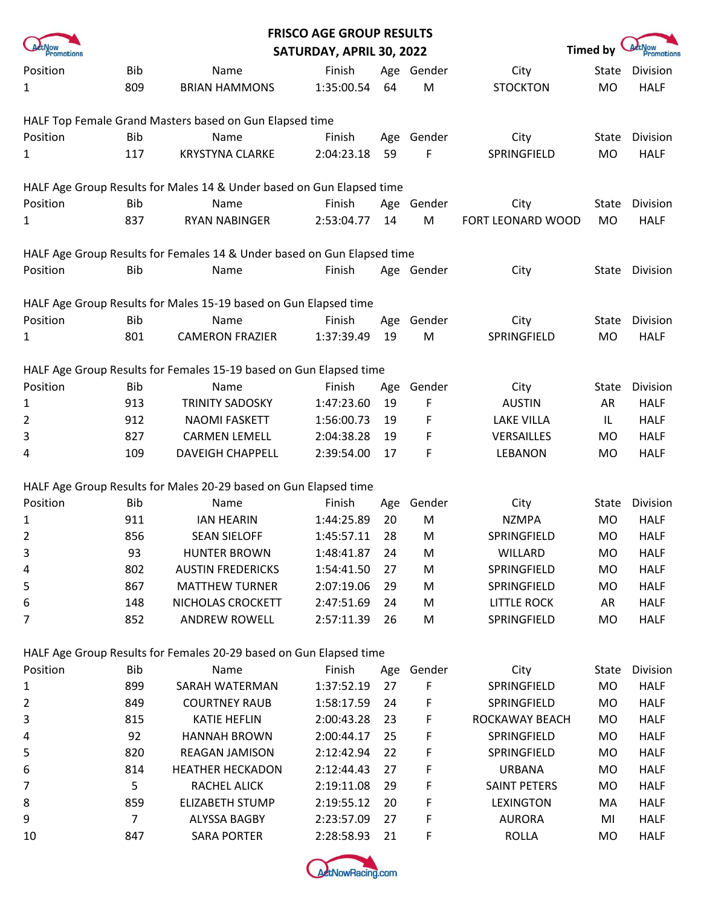# FRISCO AGE GROUP RESULTS
## SATURDAY, APRIL 30, 2022

Timed by

| Position | Bib | Name | Finish | Age | Gender | City | State | Division |
|---|---|---|---|---|---|---|---|---|
| 1 | 809 | BRIAN HAMMONS | 1:35:00.54 | 64 | M | STOCKTON | MO | HALF |

HALF Top Female Grand Masters based on Gun Elapsed time

| Position | Bib | Name | Finish | Age | Gender | City | State | Division |
|---|---|---|---|---|---|---|---|---|
| 1 | 117 | KRYSTYNA CLARKE | 2:04:23.18 | 59 | F | SPRINGFIELD | MO | HALF |

HALF Age Group Results for Males 14 & Under based on Gun Elapsed time

| Position | Bib | Name | Finish | Age | Gender | City | State | Division |
|---|---|---|---|---|---|---|---|---|
| 1 | 837 | RYAN NABINGER | 2:53:04.77 | 14 | M | FORT LEONARD WOOD | MO | HALF |

HALF Age Group Results for Females 14 & Under based on Gun Elapsed time

| Position | Bib | Name | Finish | Age | Gender | City | State | Division |
|---|---|---|---|---|---|---|---|---|

HALF Age Group Results for Males 15-19 based on Gun Elapsed time

| Position | Bib | Name | Finish | Age | Gender | City | State | Division |
|---|---|---|---|---|---|---|---|---|
| 1 | 801 | CAMERON FRAZIER | 1:37:39.49 | 19 | M | SPRINGFIELD | MO | HALF |

HALF Age Group Results for Females 15-19 based on Gun Elapsed time

| Position | Bib | Name | Finish | Age | Gender | City | State | Division |
|---|---|---|---|---|---|---|---|---|
| 1 | 913 | TRINITY SADOSKY | 1:47:23.60 | 19 | F | AUSTIN | AR | HALF |
| 2 | 912 | NAOMI FASKETT | 1:56:00.73 | 19 | F | LAKE VILLA | IL | HALF |
| 3 | 827 | CARMEN LEMELL | 2:04:38.28 | 19 | F | VERSAILLES | MO | HALF |
| 4 | 109 | DAVEIGH CHAPPELL | 2:39:54.00 | 17 | F | LEBANON | MO | HALF |

HALF Age Group Results for Males 20-29 based on Gun Elapsed time

| Position | Bib | Name | Finish | Age | Gender | City | State | Division |
|---|---|---|---|---|---|---|---|---|
| 1 | 911 | IAN HEARIN | 1:44:25.89 | 20 | M | NZMPA | MO | HALF |
| 2 | 856 | SEAN SIELOFF | 1:45:57.11 | 28 | M | SPRINGFIELD | MO | HALF |
| 3 | 93 | HUNTER BROWN | 1:48:41.87 | 24 | M | WILLARD | MO | HALF |
| 4 | 802 | AUSTIN FREDERICKS | 1:54:41.50 | 27 | M | SPRINGFIELD | MO | HALF |
| 5 | 867 | MATTHEW TURNER | 2:07:19.06 | 29 | M | SPRINGFIELD | MO | HALF |
| 6 | 148 | NICHOLAS CROCKETT | 2:47:51.69 | 24 | M | LITTLE ROCK | AR | HALF |
| 7 | 852 | ANDREW ROWELL | 2:57:11.39 | 26 | M | SPRINGFIELD | MO | HALF |

HALF Age Group Results for Females 20-29 based on Gun Elapsed time

| Position | Bib | Name | Finish | Age | Gender | City | State | Division |
|---|---|---|---|---|---|---|---|---|
| 1 | 899 | SARAH WATERMAN | 1:37:52.19 | 27 | F | SPRINGFIELD | MO | HALF |
| 2 | 849 | COURTNEY RAUB | 1:58:17.59 | 24 | F | SPRINGFIELD | MO | HALF |
| 3 | 815 | KATIE HEFLIN | 2:00:43.28 | 23 | F | ROCKAWAY BEACH | MO | HALF |
| 4 | 92 | HANNAH BROWN | 2:00:44.17 | 25 | F | SPRINGFIELD | MO | HALF |
| 5 | 820 | REAGAN JAMISON | 2:12:42.94 | 22 | F | SPRINGFIELD | MO | HALF |
| 6 | 814 | HEATHER HECKADON | 2:12:44.43 | 27 | F | URBANA | MO | HALF |
| 7 | 5 | RACHEL ALICK | 2:19:11.08 | 29 | F | SAINT PETERS | MO | HALF |
| 8 | 859 | ELIZABETH STUMP | 2:19:55.12 | 20 | F | LEXINGTON | MA | HALF |
| 9 | 7 | ALYSSA BAGBY | 2:23:57.09 | 27 | F | AURORA | MI | HALF |
| 10 | 847 | SARA PORTER | 2:28:58.93 | 21 | F | ROLLA | MO | HALF |

ActNowRacing.com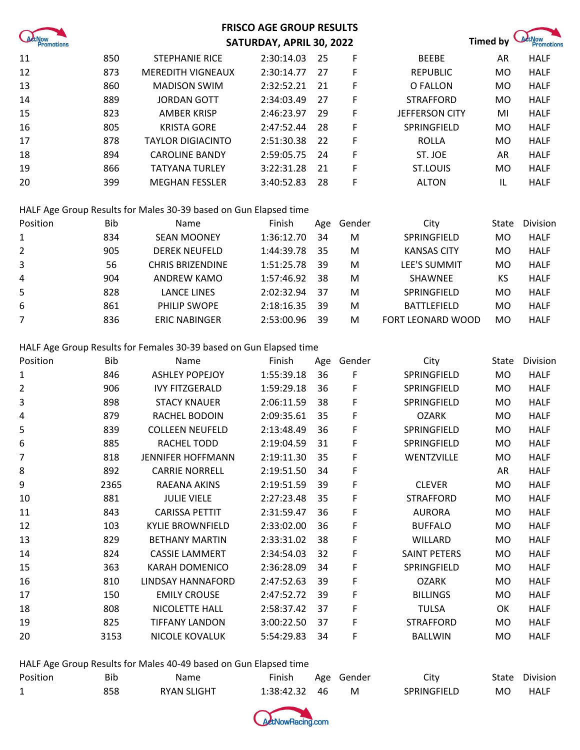| | | | | | | | | |
|---|---|---|---|---|---|---|---|---|
| 11 | 850 | STEPHANIE RICE | 2:30:14.03 | 25 | F | BEEBE | AR | HALF |
| 12 | 873 | MEREDITH VIGNEAUX | 2:30:14.77 | 27 | F | REPUBLIC | MO | HALF |
| 13 | 860 | MADISON SWIM | 2:32:52.21 | 21 | F | O FALLON | MO | HALF |
| 14 | 889 | JORDAN GOTT | 2:34:03.49 | 27 | F | STRAFFORD | MO | HALF |
| 15 | 823 | AMBER KRISP | 2:46:23.97 | 29 | F | JEFFERSON CITY | MI | HALF |
| 16 | 805 | KRISTA GORE | 2:47:52.44 | 28 | F | SPRINGFIELD | MO | HALF |
| 17 | 878 | TAYLOR DIGIACINTO | 2:51:30.38 | 22 | F | ROLLA | MO | HALF |
| 18 | 894 | CAROLINE BANDY | 2:59:05.75 | 24 | F | ST. JOE | AR | HALF |
| 19 | 866 | TATYANA TURLEY | 3:22:31.28 | 21 | F | ST.LOUIS | MO | HALF |
| 20 | 399 | MEGHAN FESSLER | 3:40:52.83 | 28 | F | ALTON | IL | HALF |

HALF Age Group Results for Males 30-39 based on Gun Elapsed time

| Position | Bib | Name | Finish | Age | Gender | City | State | Division |
|---|---|---|---|---|---|---|---|---|
| 1 | 834 | SEAN MOONEY | 1:36:12.70 | 34 | M | SPRINGFIELD | MO | HALF |
| 2 | 905 | DEREK NEUFELD | 1:44:39.78 | 35 | M | KANSAS CITY | MO | HALF |
| 3 | 56 | CHRIS BRIZENDINE | 1:51:25.78 | 39 | M | LEE'S SUMMIT | MO | HALF |
| 4 | 904 | ANDREW KAMO | 1:57:46.92 | 38 | M | SHAWNEE | KS | HALF |
| 5 | 828 | LANCE LINES | 2:02:32.94 | 37 | M | SPRINGFIELD | MO | HALF |
| 6 | 861 | PHILIP SWOPE | 2:18:16.35 | 39 | M | BATTLEFIELD | MO | HALF |
| 7 | 836 | ERIC NABINGER | 2:53:00.96 | 39 | M | FORT LEONARD WOOD | MO | HALF |

HALF Age Group Results for Females 30-39 based on Gun Elapsed time

| Position | Bib | Name | Finish | Age | Gender | City | State | Division |
|---|---|---|---|---|---|---|---|---|
| 1 | 846 | ASHLEY POPEJOY | 1:55:39.18 | 36 | F | SPRINGFIELD | MO | HALF |
| 2 | 906 | IVY FITZGERALD | 1:59:29.18 | 36 | F | SPRINGFIELD | MO | HALF |
| 3 | 898 | STACY KNAUER | 2:06:11.59 | 38 | F | SPRINGFIELD | MO | HALF |
| 4 | 879 | RACHEL BODOIN | 2:09:35.61 | 35 | F | OZARK | MO | HALF |
| 5 | 839 | COLLEEN NEUFELD | 2:13:48.49 | 36 | F | SPRINGFIELD | MO | HALF |
| 6 | 885 | RACHEL TODD | 2:19:04.59 | 31 | F | SPRINGFIELD | MO | HALF |
| 7 | 818 | JENNIFER HOFFMANN | 2:19:11.30 | 35 | F | WENTZVILLE | MO | HALF |
| 8 | 892 | CARRIE NORRELL | 2:19:51.50 | 34 | F | | AR | HALF |
| 9 | 2365 | RAEANA AKINS | 2:19:51.59 | 39 | F | CLEVER | MO | HALF |
| 10 | 881 | JULIE VIELE | 2:27:23.48 | 35 | F | STRAFFORD | MO | HALF |
| 11 | 843 | CARISSA PETTIT | 2:31:59.47 | 36 | F | AURORA | MO | HALF |
| 12 | 103 | KYLIE BROWNFIELD | 2:33:02.00 | 36 | F | BUFFALO | MO | HALF |
| 13 | 829 | BETHANY MARTIN | 2:33:31.02 | 38 | F | WILLARD | MO | HALF |
| 14 | 824 | CASSIE LAMMERT | 2:34:54.03 | 32 | F | SAINT PETERS | MO | HALF |
| 15 | 363 | KARAH DOMENICO | 2:36:28.09 | 34 | F | SPRINGFIELD | MO | HALF |
| 16 | 810 | LINDSAY HANNAFORD | 2:47:52.63 | 39 | F | OZARK | MO | HALF |
| 17 | 150 | EMILY CROUSE | 2:47:52.72 | 39 | F | BILLINGS | MO | HALF |
| 18 | 808 | NICOLETTE HALL | 2:58:37.42 | 37 | F | TULSA | OK | HALF |
| 19 | 825 | TIFFANY LANDON | 3:00:22.50 | 37 | F | STRAFFORD | MO | HALF |
| 20 | 3153 | NICOLE KOVALUK | 5:54:29.83 | 34 | F | BALLWIN | MO | HALF |

HALF Age Group Results for Males 40-49 based on Gun Elapsed time

| Position | Bib | Name | Finish | Age | Gender | City | State | Division |
|---|---|---|---|---|---|---|---|---|
| 1 | 858 | RYAN SLIGHT | 1:38:42.32 | 46 | M | SPRINGFIELD | MO | HALF |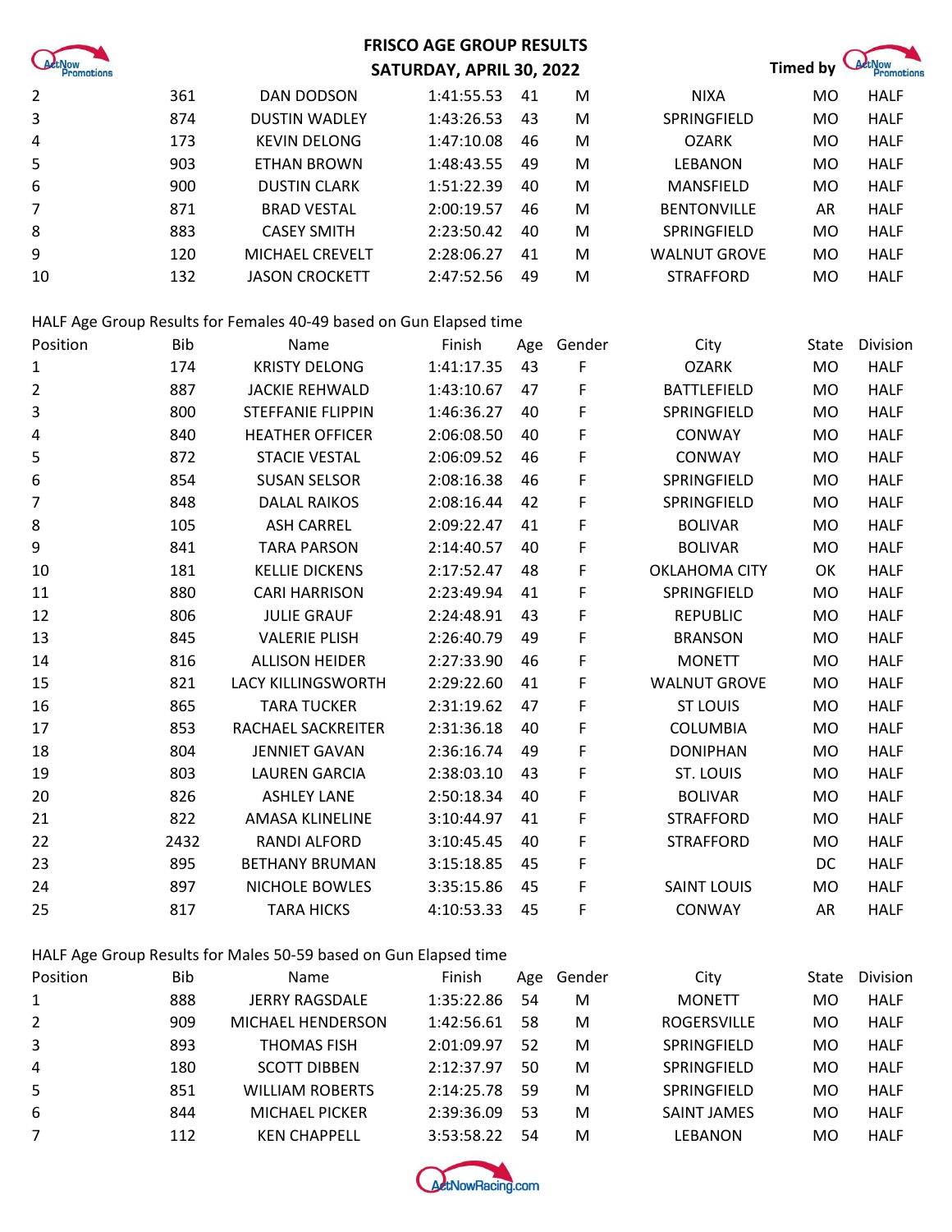# FRISCO AGE GROUP RESULTS

## SATURDAY, APRIL 30, 2022

Timed by ActNow Promotions

| Position | Bib | Name | Finish | Age | Gender | City | State | Division |
|---|---|---|---|---|---|---|---|---|
| 2 | 361 | DAN DODSON | 1:41:55.53 | 41 | M | NIXA | MO | HALF |
| 3 | 874 | DUSTIN WADLEY | 1:43:26.53 | 43 | M | SPRINGFIELD | MO | HALF |
| 4 | 173 | KEVIN DELONG | 1:47:10.08 | 46 | M | OZARK | MO | HALF |
| 5 | 903 | ETHAN BROWN | 1:48:43.55 | 49 | M | LEBANON | MO | HALF |
| 6 | 900 | DUSTIN CLARK | 1:51:22.39 | 40 | M | MANSFIELD | MO | HALF |
| 7 | 871 | BRAD VESTAL | 2:00:19.57 | 46 | M | BENTONVILLE | AR | HALF |
| 8 | 883 | CASEY SMITH | 2:23:50.42 | 40 | M | SPRINGFIELD | MO | HALF |
| 9 | 120 | MICHAEL CREVELT | 2:28:06.27 | 41 | M | WALNUT GROVE | MO | HALF |
| 10 | 132 | JASON CROCKETT | 2:47:52.56 | 49 | M | STRAFFORD | MO | HALF |

HALF Age Group Results for Females 40-49 based on Gun Elapsed time

| Position | Bib | Name | Finish | Age | Gender | City | State | Division |
|---|---|---|---|---|---|---|---|---|
| 1 | 174 | KRISTY DELONG | 1:41:17.35 | 43 | F | OZARK | MO | HALF |
| 2 | 887 | JACKIE REHWALD | 1:43:10.67 | 47 | F | BATTLEFIELD | MO | HALF |
| 3 | 800 | STEFFANIE FLIPPIN | 1:46:36.27 | 40 | F | SPRINGFIELD | MO | HALF |
| 4 | 840 | HEATHER OFFICER | 2:06:08.50 | 40 | F | CONWAY | MO | HALF |
| 5 | 872 | STACIE VESTAL | 2:06:09.52 | 46 | F | CONWAY | MO | HALF |
| 6 | 854 | SUSAN SELSOR | 2:08:16.38 | 46 | F | SPRINGFIELD | MO | HALF |
| 7 | 848 | DALAL RAIKOS | 2:08:16.44 | 42 | F | SPRINGFIELD | MO | HALF |
| 8 | 105 | ASH CARREL | 2:09:22.47 | 41 | F | BOLIVAR | MO | HALF |
| 9 | 841 | TARA PARSON | 2:14:40.57 | 40 | F | BOLIVAR | MO | HALF |
| 10 | 181 | KELLIE DICKENS | 2:17:52.47 | 48 | F | OKLAHOMA CITY | OK | HALF |
| 11 | 880 | CARI HARRISON | 2:23:49.94 | 41 | F | SPRINGFIELD | MO | HALF |
| 12 | 806 | JULIE GRAUF | 2:24:48.91 | 43 | F | REPUBLIC | MO | HALF |
| 13 | 845 | VALERIE PLISH | 2:26:40.79 | 49 | F | BRANSON | MO | HALF |
| 14 | 816 | ALLISON HEIDER | 2:27:33.90 | 46 | F | MONETT | MO | HALF |
| 15 | 821 | LACY KILLINGSWORTH | 2:29:22.60 | 41 | F | WALNUT GROVE | MO | HALF |
| 16 | 865 | TARA TUCKER | 2:31:19.62 | 47 | F | ST LOUIS | MO | HALF |
| 17 | 853 | RACHAEL SACKREITER | 2:31:36.18 | 40 | F | COLUMBIA | MO | HALF |
| 18 | 804 | JENNIET GAVAN | 2:36:16.74 | 49 | F | DONIPHAN | MO | HALF |
| 19 | 803 | LAUREN GARCIA | 2:38:03.10 | 43 | F | ST. LOUIS | MO | HALF |
| 20 | 826 | ASHLEY LANE | 2:50:18.34 | 40 | F | BOLIVAR | MO | HALF |
| 21 | 822 | AMASA KLINELINE | 3:10:44.97 | 41 | F | STRAFFORD | MO | HALF |
| 22 | 2432 | RANDI ALFORD | 3:10:45.45 | 40 | F | STRAFFORD | MO | HALF |
| 23 | 895 | BETHANY BRUMAN | 3:15:18.85 | 45 | F | | DC | HALF |
| 24 | 897 | NICHOLE BOWLES | 3:35:15.86 | 45 | F | SAINT LOUIS | MO | HALF |
| 25 | 817 | TARA HICKS | 4:10:53.33 | 45 | F | CONWAY | AR | HALF |

HALF Age Group Results for Males 50-59 based on Gun Elapsed time

| Position | Bib | Name | Finish | Age | Gender | City | State | Division |
|---|---|---|---|---|---|---|---|---|
| 1 | 888 | JERRY RAGSDALE | 1:35:22.86 | 54 | M | MONETT | MO | HALF |
| 2 | 909 | MICHAEL HENDERSON | 1:42:56.61 | 58 | M | ROGERSVILLE | MO | HALF |
| 3 | 893 | THOMAS FISH | 2:01:09.97 | 52 | M | SPRINGFIELD | MO | HALF |
| 4 | 180 | SCOTT DIBBEN | 2:12:37.97 | 50 | M | SPRINGFIELD | MO | HALF |
| 5 | 851 | WILLIAM ROBERTS | 2:14:25.78 | 59 | M | SPRINGFIELD | MO | HALF |
| 6 | 844 | MICHAEL PICKER | 2:39:36.09 | 53 | M | SAINT JAMES | MO | HALF |
| 7 | 112 | KEN CHAPPELL | 3:53:58.22 | 54 | M | LEBANON | MO | HALF |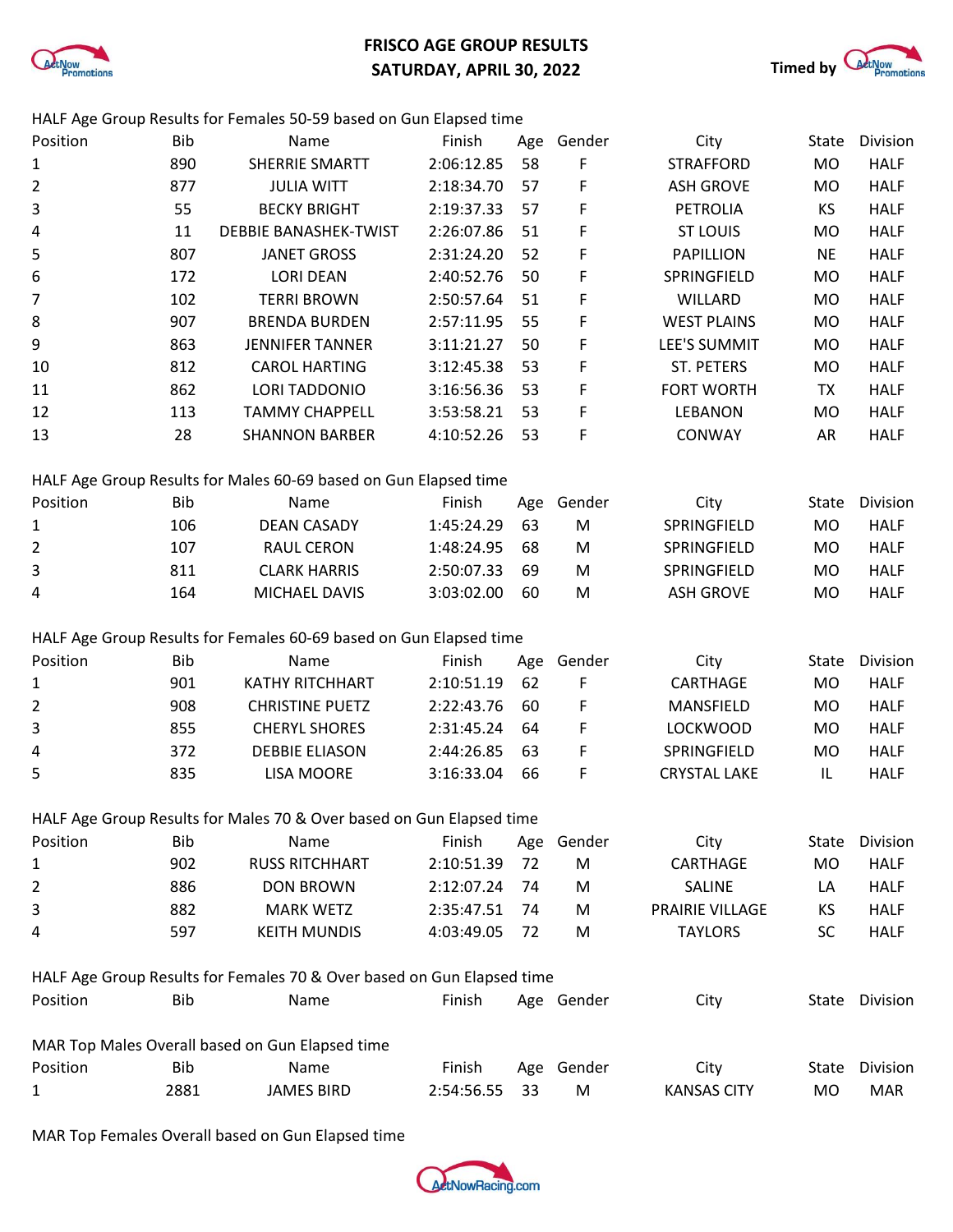# FRISCO AGE GROUP RESULTS
## SATURDAY, APRIL 30, 2022

Timed by ActNow Promotions

HALF Age Group Results for Females 50-59 based on Gun Elapsed time

| Position | Bib | Name | Finish | Age | Gender | City | State | Division |
|---|---|---|---|---|---|---|---|---|
| 1 | 890 | SHERRIE SMARTT | 2:06:12.85 | 58 | F | STRAFFORD | MO | HALF |
| 2 | 877 | JULIA WITT | 2:18:34.70 | 57 | F | ASH GROVE | MO | HALF |
| 3 | 55 | BECKY BRIGHT | 2:19:37.33 | 57 | F | PETROLIA | KS | HALF |
| 4 | 11 | DEBBIE BANASHEK-TWIST | 2:26:07.86 | 51 | F | ST LOUIS | MO | HALF |
| 5 | 807 | JANET GROSS | 2:31:24.20 | 52 | F | PAPILLION | NE | HALF |
| 6 | 172 | LORI DEAN | 2:40:52.76 | 50 | F | SPRINGFIELD | MO | HALF |
| 7 | 102 | TERRI BROWN | 2:50:57.64 | 51 | F | WILLARD | MO | HALF |
| 8 | 907 | BRENDA BURDEN | 2:57:11.95 | 55 | F | WEST PLAINS | MO | HALF |
| 9 | 863 | JENNIFER TANNER | 3:11:21.27 | 50 | F | LEE'S SUMMIT | MO | HALF |
| 10 | 812 | CAROL HARTING | 3:12:45.38 | 53 | F | ST. PETERS | MO | HALF |
| 11 | 862 | LORI TADDONIO | 3:16:56.36 | 53 | F | FORT WORTH | TX | HALF |
| 12 | 113 | TAMMY CHAPPELL | 3:53:58.21 | 53 | F | LEBANON | MO | HALF |
| 13 | 28 | SHANNON BARBER | 4:10:52.26 | 53 | F | CONWAY | AR | HALF |

HALF Age Group Results for Males 60-69 based on Gun Elapsed time

| Position | Bib | Name | Finish | Age | Gender | City | State | Division |
|---|---|---|---|---|---|---|---|---|
| 1 | 106 | DEAN CASADY | 1:45:24.29 | 63 | M | SPRINGFIELD | MO | HALF |
| 2 | 107 | RAUL CERON | 1:48:24.95 | 68 | M | SPRINGFIELD | MO | HALF |
| 3 | 811 | CLARK HARRIS | 2:50:07.33 | 69 | M | SPRINGFIELD | MO | HALF |
| 4 | 164 | MICHAEL DAVIS | 3:03:02.00 | 60 | M | ASH GROVE | MO | HALF |

HALF Age Group Results for Females 60-69 based on Gun Elapsed time

| Position | Bib | Name | Finish | Age | Gender | City | State | Division |
|---|---|---|---|---|---|---|---|---|
| 1 | 901 | KATHY RITCHHART | 2:10:51.19 | 62 | F | CARTHAGE | MO | HALF |
| 2 | 908 | CHRISTINE PUETZ | 2:22:43.76 | 60 | F | MANSFIELD | MO | HALF |
| 3 | 855 | CHERYL SHORES | 2:31:45.24 | 64 | F | LOCKWOOD | MO | HALF |
| 4 | 372 | DEBBIE ELIASON | 2:44:26.85 | 63 | F | SPRINGFIELD | MO | HALF |
| 5 | 835 | LISA MOORE | 3:16:33.04 | 66 | F | CRYSTAL LAKE | IL | HALF |

HALF Age Group Results for Males 70 & Over based on Gun Elapsed time

| Position | Bib | Name | Finish | Age | Gender | City | State | Division |
|---|---|---|---|---|---|---|---|---|
| 1 | 902 | RUSS RITCHHART | 2:10:51.39 | 72 | M | CARTHAGE | MO | HALF |
| 2 | 886 | DON BROWN | 2:12:07.24 | 74 | M | SALINE | LA | HALF |
| 3 | 882 | MARK WETZ | 2:35:47.51 | 74 | M | PRAIRIE VILLAGE | KS | HALF |
| 4 | 597 | KEITH MUNDIS | 4:03:49.05 | 72 | M | TAYLORS | SC | HALF |

HALF Age Group Results for Females 70 & Over based on Gun Elapsed time

| Position | Bib | Name | Finish | Age | Gender | City | State | Division |
|---|---|---|---|---|---|---|---|---|

MAR Top Males Overall based on Gun Elapsed time

| Position | Bib | Name | Finish | Age | Gender | City | State | Division |
|---|---|---|---|---|---|---|---|---|
| 1 | 2881 | JAMES BIRD | 2:54:56.55 | 33 | M | KANSAS CITY | MO | MAR |

MAR Top Females Overall based on Gun Elapsed time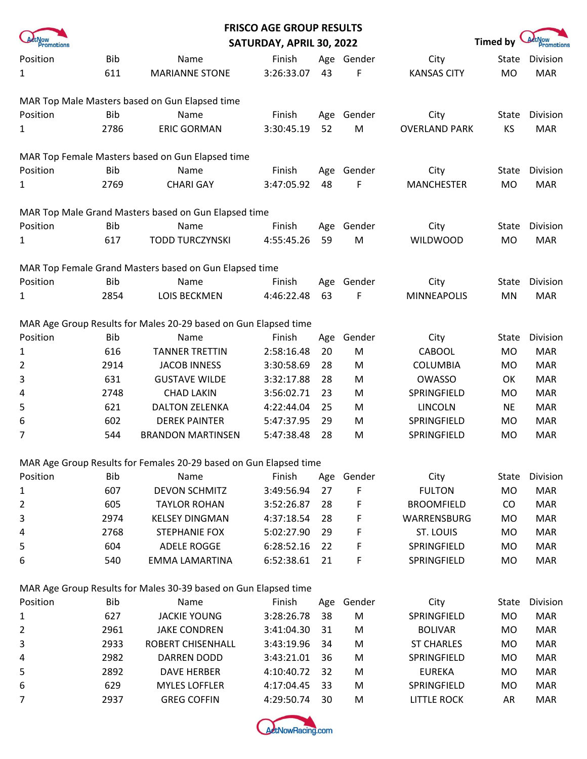# FRISCO AGE GROUP RESULTS
## SATURDAY, APRIL 30, 2022

Timed by

| Position | Bib | Name | Finish | Age | Gender | City | State | Division |
|---|---|---|---|---|---|---|---|---|
| 1 | 611 | MARIANNE STONE | 3:26:33.07 | 43 | F | KANSAS CITY | MO | MAR |

MAR Top Male Masters based on Gun Elapsed time

| Position | Bib | Name | Finish | Age | Gender | City | State | Division |
|---|---|---|---|---|---|---|---|---|
| 1 | 2786 | ERIC GORMAN | 3:30:45.19 | 52 | M | OVERLAND PARK | KS | MAR |

MAR Top Female Masters based on Gun Elapsed time

| Position | Bib | Name | Finish | Age | Gender | City | State | Division |
|---|---|---|---|---|---|---|---|---|
| 1 | 2769 | CHARI GAY | 3:47:05.92 | 48 | F | MANCHESTER | MO | MAR |

MAR Top Male Grand Masters based on Gun Elapsed time

| Position | Bib | Name | Finish | Age | Gender | City | State | Division |
|---|---|---|---|---|---|---|---|---|
| 1 | 617 | TODD TURCZYNSKI | 4:55:45.26 | 59 | M | WILDWOOD | MO | MAR |

MAR Top Female Grand Masters based on Gun Elapsed time

| Position | Bib | Name | Finish | Age | Gender | City | State | Division |
|---|---|---|---|---|---|---|---|---|
| 1 | 2854 | LOIS BECKMEN | 4:46:22.48 | 63 | F | MINNEAPOLIS | MN | MAR |

MAR Age Group Results for Males 20-29 based on Gun Elapsed time

| Position | Bib | Name | Finish | Age | Gender | City | State | Division |
|---|---|---|---|---|---|---|---|---|
| 1 | 616 | TANNER TRETTIN | 2:58:16.48 | 20 | M | CABOOL | MO | MAR |
| 2 | 2914 | JACOB INNESS | 3:30:58.69 | 28 | M | COLUMBIA | MO | MAR |
| 3 | 631 | GUSTAVE WILDE | 3:32:17.88 | 28 | M | OWASSO | OK | MAR |
| 4 | 2748 | CHAD LAKIN | 3:56:02.71 | 23 | M | SPRINGFIELD | MO | MAR |
| 5 | 621 | DALTON ZELENKA | 4:22:44.04 | 25 | M | LINCOLN | NE | MAR |
| 6 | 602 | DEREK PAINTER | 5:47:37.95 | 29 | M | SPRINGFIELD | MO | MAR |
| 7 | 544 | BRANDON MARTINSEN | 5:47:38.48 | 28 | M | SPRINGFIELD | MO | MAR |

MAR Age Group Results for Females 20-29 based on Gun Elapsed time

| Position | Bib | Name | Finish | Age | Gender | City | State | Division |
|---|---|---|---|---|---|---|---|---|
| 1 | 607 | DEVON SCHMITZ | 3:49:56.94 | 27 | F | FULTON | MO | MAR |
| 2 | 605 | TAYLOR ROHAN | 3:52:26.87 | 28 | F | BROOMFIELD | CO | MAR |
| 3 | 2974 | KELSEY DINGMAN | 4:37:18.54 | 28 | F | WARRENSBURG | MO | MAR |
| 4 | 2768 | STEPHANIE FOX | 5:02:27.90 | 29 | F | ST. LOUIS | MO | MAR |
| 5 | 604 | ADELE ROGGE | 6:28:52.16 | 22 | F | SPRINGFIELD | MO | MAR |
| 6 | 540 | EMMA LAMARTINA | 6:52:38.61 | 21 | F | SPRINGFIELD | MO | MAR |

MAR Age Group Results for Males 30-39 based on Gun Elapsed time

| Position | Bib | Name | Finish | Age | Gender | City | State | Division |
|---|---|---|---|---|---|---|---|---|
| 1 | 627 | JACKIE YOUNG | 3:28:26.78 | 38 | M | SPRINGFIELD | MO | MAR |
| 2 | 2961 | JAKE CONDREN | 3:41:04.30 | 31 | M | BOLIVAR | MO | MAR |
| 3 | 2933 | ROBERT CHISENHALL | 3:43:19.96 | 34 | M | ST CHARLES | MO | MAR |
| 4 | 2982 | DARREN DODD | 3:43:21.01 | 36 | M | SPRINGFIELD | MO | MAR |
| 5 | 2892 | DAVE HERBER | 4:10:40.72 | 32 | M | EUREKA | MO | MAR |
| 6 | 629 | MYLES LOFFLER | 4:17:04.45 | 33 | M | SPRINGFIELD | MO | MAR |
| 7 | 2937 | GREG COFFIN | 4:29:50.74 | 30 | M | LITTLE ROCK | AR | MAR |

ActNowRacing.com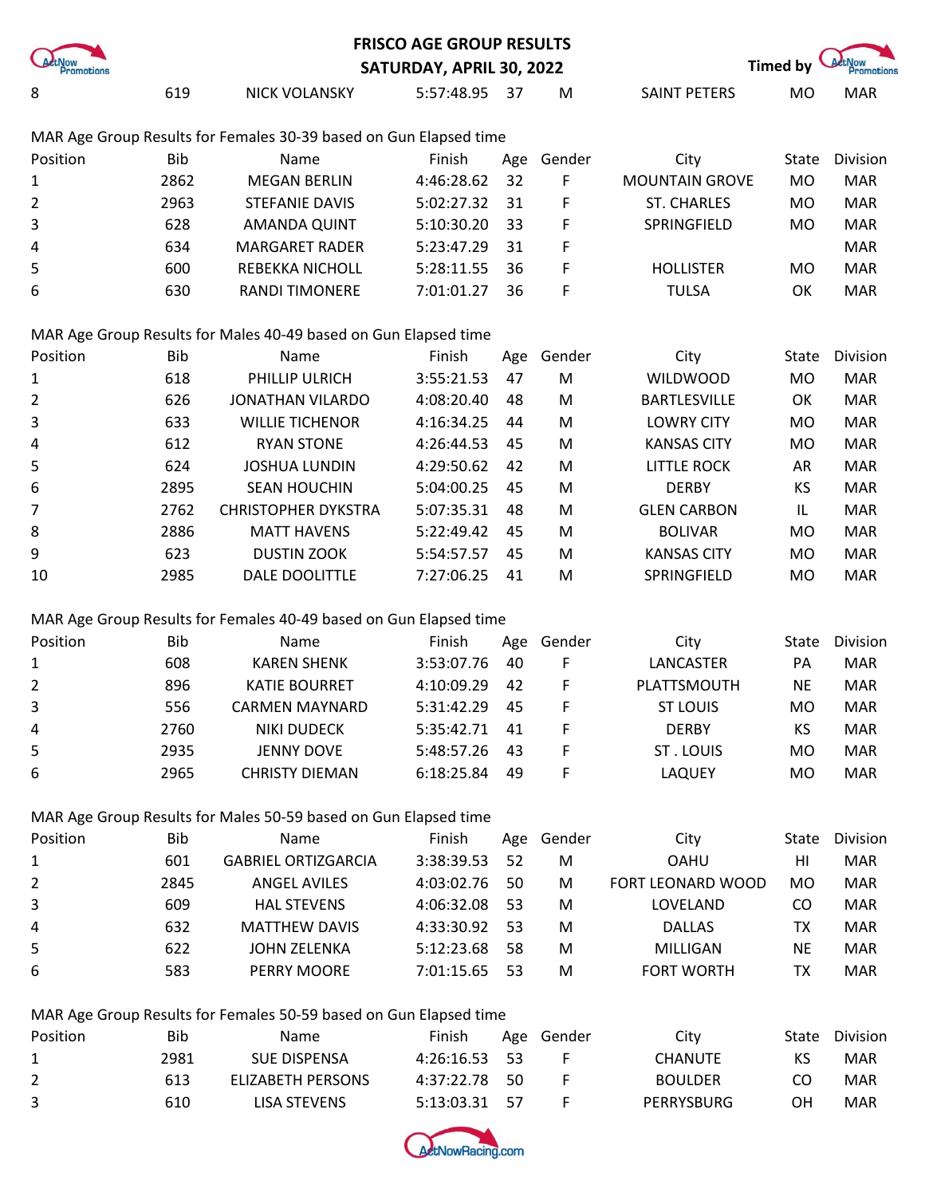| 8 | 619 | NICK VOLANSKY | 5:57:48.95 | 37 | M | SAINT PETERS | MO | MAR |
|---|---|---|---|---|---|---|---|---|

MAR Age Group Results for Females 30-39 based on Gun Elapsed time

| Position | Bib | Name | Finish | Age | Gender | City | State | Division |
|---|---|---|---|---|---|---|---|---|
| 1 | 2862 | MEGAN BERLIN | 4:46:28.62 | 32 | F | MOUNTAIN GROVE | MO | MAR |
| 2 | 2963 | STEFANIE DAVIS | 5:02:27.32 | 31 | F | ST. CHARLES | MO | MAR |
| 3 | 628 | AMANDA QUINT | 5:10:30.20 | 33 | F | SPRINGFIELD | MO | MAR |
| 4 | 634 | MARGARET RADER | 5:23:47.29 | 31 | F | | | MAR |
| 5 | 600 | REBEKKA NICHOLL | 5:28:11.55 | 36 | F | HOLLISTER | MO | MAR |
| 6 | 630 | RANDI TIMONERE | 7:01:01.27 | 36 | F | TULSA | OK | MAR |

MAR Age Group Results for Males 40-49 based on Gun Elapsed time

| Position | Bib | Name | Finish | Age | Gender | City | State | Division |
|---|---|---|---|---|---|---|---|---|
| 1 | 618 | PHILLIP ULRICH | 3:55:21.53 | 47 | M | WILDWOOD | MO | MAR |
| 2 | 626 | JONATHAN VILARDO | 4:08:20.40 | 48 | M | BARTLESVILLE | OK | MAR |
| 3 | 633 | WILLIE TICHENOR | 4:16:34.25 | 44 | M | LOWRY CITY | MO | MAR |
| 4 | 612 | RYAN STONE | 4:26:44.53 | 45 | M | KANSAS CITY | MO | MAR |
| 5 | 624 | JOSHUA LUNDIN | 4:29:50.62 | 42 | M | LITTLE ROCK | AR | MAR |
| 6 | 2895 | SEAN HOUCHIN | 5:04:00.25 | 45 | M | DERBY | KS | MAR |
| 7 | 2762 | CHRISTOPHER DYKSTRA | 5:07:35.31 | 48 | M | GLEN CARBON | IL | MAR |
| 8 | 2886 | MATT HAVENS | 5:22:49.42 | 45 | M | BOLIVAR | MO | MAR |
| 9 | 623 | DUSTIN ZOOK | 5:54:57.57 | 45 | M | KANSAS CITY | MO | MAR |
| 10 | 2985 | DALE DOOLITTLE | 7:27:06.25 | 41 | M | SPRINGFIELD | MO | MAR |

MAR Age Group Results for Females 40-49 based on Gun Elapsed time

| Position | Bib | Name | Finish | Age | Gender | City | State | Division |
|---|---|---|---|---|---|---|---|---|
| 1 | 608 | KAREN SHENK | 3:53:07.76 | 40 | F | LANCASTER | PA | MAR |
| 2 | 896 | KATIE BOURRET | 4:10:09.29 | 42 | F | PLATTSMOUTH | NE | MAR |
| 3 | 556 | CARMEN MAYNARD | 5:31:42.29 | 45 | F | ST LOUIS | MO | MAR |
| 4 | 2760 | NIKI DUDECK | 5:35:42.71 | 41 | F | DERBY | KS | MAR |
| 5 | 2935 | JENNY DOVE | 5:48:57.26 | 43 | F | ST . LOUIS | MO | MAR |
| 6 | 2965 | CHRISTY DIEMAN | 6:18:25.84 | 49 | F | LAQUEY | MO | MAR |

MAR Age Group Results for Males 50-59 based on Gun Elapsed time

| Position | Bib | Name | Finish | Age | Gender | City | State | Division |
|---|---|---|---|---|---|---|---|---|
| 1 | 601 | GABRIEL ORTIZGARCIA | 3:38:39.53 | 52 | M | OAHU | HI | MAR |
| 2 | 2845 | ANGEL AVILES | 4:03:02.76 | 50 | M | FORT LEONARD WOOD | MO | MAR |
| 3 | 609 | HAL STEVENS | 4:06:32.08 | 53 | M | LOVELAND | CO | MAR |
| 4 | 632 | MATTHEW DAVIS | 4:33:30.92 | 53 | M | DALLAS | TX | MAR |
| 5 | 622 | JOHN ZELENKA | 5:12:23.68 | 58 | M | MILLIGAN | NE | MAR |
| 6 | 583 | PERRY MOORE | 7:01:15.65 | 53 | M | FORT WORTH | TX | MAR |

MAR Age Group Results for Females 50-59 based on Gun Elapsed time

| Position | Bib | Name | Finish | Age | Gender | City | State | Division |
|---|---|---|---|---|---|---|---|---|
| 1 | 2981 | SUE DISPENSA | 4:26:16.53 | 53 | F | CHANUTE | KS | MAR |
| 2 | 613 | ELIZABETH PERSONS | 4:37:22.78 | 50 | F | BOULDER | CO | MAR |
| 3 | 610 | LISA STEVENS | 5:13:03.31 | 57 | F | PERRYSBURG | OH | MAR |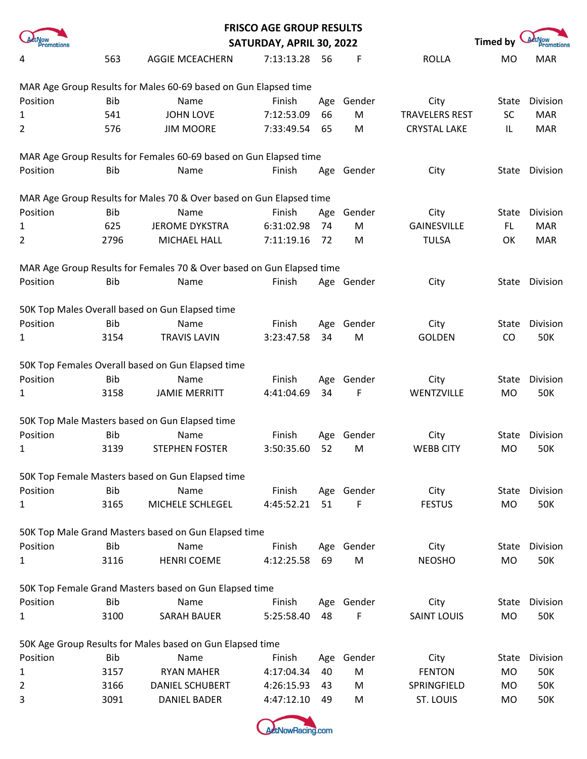| 4 | 563 | AGGIE MCEACHERN | 7:13:13.28 | 56 | F | ROLLA | MO | MAR |
|---|---|---|---|---|---|---|---|---|

MAR Age Group Results for Males 60-69 based on Gun Elapsed time

| Position | Bib | Name | Finish | Age | Gender | City | State | Division |
|---|---|---|---|---|---|---|---|---|
| 1 | 541 | JOHN LOVE | 7:12:53.09 | 66 | M | TRAVELERS REST | SC | MAR |
| 2 | 576 | JIM MOORE | 7:33:49.54 | 65 | M | CRYSTAL LAKE | IL | MAR |

MAR Age Group Results for Females 60-69 based on Gun Elapsed time

| Position | Bib | Name | Finish | Age | Gender | City | State | Division |
|---|---|---|---|---|---|---|---|---|

MAR Age Group Results for Males 70 & Over based on Gun Elapsed time

| Position | Bib | Name | Finish | Age | Gender | City | State | Division |
|---|---|---|---|---|---|---|---|---|
| 1 | 625 | JEROME DYKSTRA | 6:31:02.98 | 74 | M | GAINESVILLE | FL | MAR |
| 2 | 2796 | MICHAEL HALL | 7:11:19.16 | 72 | M | TULSA | OK | MAR |

MAR Age Group Results for Females 70 & Over based on Gun Elapsed time

| Position | Bib | Name | Finish | Age | Gender | City | State | Division |
|---|---|---|---|---|---|---|---|---|

50K Top Males Overall based on Gun Elapsed time

| Position | Bib | Name | Finish | Age | Gender | City | State | Division |
|---|---|---|---|---|---|---|---|---|
| 1 | 3154 | TRAVIS LAVIN | 3:23:47.58 | 34 | M | GOLDEN | CO | 50K |

50K Top Females Overall based on Gun Elapsed time

| Position | Bib | Name | Finish | Age | Gender | City | State | Division |
|---|---|---|---|---|---|---|---|---|
| 1 | 3158 | JAMIE MERRITT | 4:41:04.69 | 34 | F | WENTZVILLE | MO | 50K |

50K Top Male Masters based on Gun Elapsed time

| Position | Bib | Name | Finish | Age | Gender | City | State | Division |
|---|---|---|---|---|---|---|---|---|
| 1 | 3139 | STEPHEN FOSTER | 3:50:35.60 | 52 | M | WEBB CITY | MO | 50K |

50K Top Female Masters based on Gun Elapsed time

| Position | Bib | Name | Finish | Age | Gender | City | State | Division |
|---|---|---|---|---|---|---|---|---|
| 1 | 3165 | MICHELE SCHLEGEL | 4:45:52.21 | 51 | F | FESTUS | MO | 50K |

50K Top Male Grand Masters based on Gun Elapsed time

| Position | Bib | Name | Finish | Age | Gender | City | State | Division |
|---|---|---|---|---|---|---|---|---|
| 1 | 3116 | HENRI COEME | 4:12:25.58 | 69 | M | NEOSHO | MO | 50K |

50K Top Female Grand Masters based on Gun Elapsed time

| Position | Bib | Name | Finish | Age | Gender | City | State | Division |
|---|---|---|---|---|---|---|---|---|
| 1 | 3100 | SARAH BAUER | 5:25:58.40 | 48 | F | SAINT LOUIS | MO | 50K |

50K Age Group Results for Males based on Gun Elapsed time

| Position | Bib | Name | Finish | Age | Gender | City | State | Division |
|---|---|---|---|---|---|---|---|---|
| 1 | 3157 | RYAN MAHER | 4:17:04.34 | 40 | M | FENTON | MO | 50K |
| 2 | 3166 | DANIEL SCHUBERT | 4:26:15.93 | 43 | M | SPRINGFIELD | MO | 50K |
| 3 | 3091 | DANIEL BADER | 4:47:12.10 | 49 | M | ST. LOUIS | MO | 50K |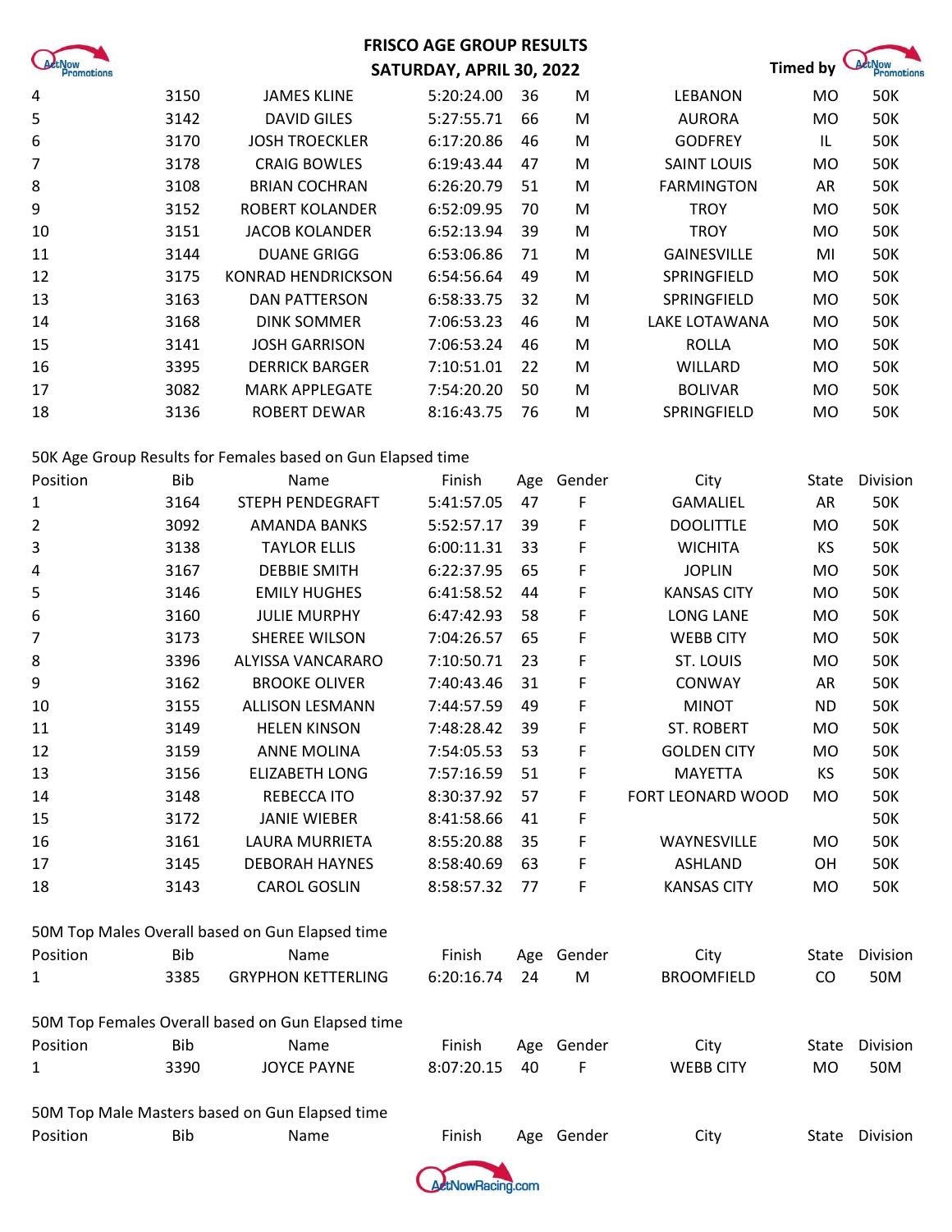| | | | | | | | | |
|---|---|---|---|---|---|---|---|---|
| 4 | 3150 | JAMES KLINE | 5:20:24.00 | 36 | M | LEBANON | MO | 50K |
| 5 | 3142 | DAVID GILES | 5:27:55.71 | 66 | M | AURORA | MO | 50K |
| 6 | 3170 | JOSH TROECKLER | 6:17:20.86 | 46 | M | GODFREY | IL | 50K |
| 7 | 3178 | CRAIG BOWLES | 6:19:43.44 | 47 | M | SAINT LOUIS | MO | 50K |
| 8 | 3108 | BRIAN COCHRAN | 6:26:20.79 | 51 | M | FARMINGTON | AR | 50K |
| 9 | 3152 | ROBERT KOLANDER | 6:52:09.95 | 70 | M | TROY | MO | 50K |
| 10 | 3151 | JACOB KOLANDER | 6:52:13.94 | 39 | M | TROY | MO | 50K |
| 11 | 3144 | DUANE GRIGG | 6:53:06.86 | 71 | M | GAINESVILLE | MI | 50K |
| 12 | 3175 | KONRAD HENDRICKSON | 6:54:56.64 | 49 | M | SPRINGFIELD | MO | 50K |
| 13 | 3163 | DAN PATTERSON | 6:58:33.75 | 32 | M | SPRINGFIELD | MO | 50K |
| 14 | 3168 | DINK SOMMER | 7:06:53.23 | 46 | M | LAKE LOTAWANA | MO | 50K |
| 15 | 3141 | JOSH GARRISON | 7:06:53.24 | 46 | M | ROLLA | MO | 50K |
| 16 | 3395 | DERRICK BARGER | 7:10:51.01 | 22 | M | WILLARD | MO | 50K |
| 17 | 3082 | MARK APPLEGATE | 7:54:20.20 | 50 | M | BOLIVAR | MO | 50K |
| 18 | 3136 | ROBERT DEWAR | 8:16:43.75 | 76 | M | SPRINGFIELD | MO | 50K |

50K Age Group Results for Females based on Gun Elapsed time

| Position | Bib | Name | Finish | Age | Gender | City | State | Division |
|---|---|---|---|---|---|---|---|---|
| 1 | 3164 | STEPH PENDEGRAFT | 5:41:57.05 | 47 | F | GAMALIEL | AR | 50K |
| 2 | 3092 | AMANDA BANKS | 5:52:57.17 | 39 | F | DOOLITTLE | MO | 50K |
| 3 | 3138 | TAYLOR ELLIS | 6:00:11.31 | 33 | F | WICHITA | KS | 50K |
| 4 | 3167 | DEBBIE SMITH | 6:22:37.95 | 65 | F | JOPLIN | MO | 50K |
| 5 | 3146 | EMILY HUGHES | 6:41:58.52 | 44 | F | KANSAS CITY | MO | 50K |
| 6 | 3160 | JULIE MURPHY | 6:47:42.93 | 58 | F | LONG LANE | MO | 50K |
| 7 | 3173 | SHEREE WILSON | 7:04:26.57 | 65 | F | WEBB CITY | MO | 50K |
| 8 | 3396 | ALYISSA VANCARARO | 7:10:50.71 | 23 | F | ST. LOUIS | MO | 50K |
| 9 | 3162 | BROOKE OLIVER | 7:40:43.46 | 31 | F | CONWAY | AR | 50K |
| 10 | 3155 | ALLISON LESMANN | 7:44:57.59 | 49 | F | MINOT | ND | 50K |
| 11 | 3149 | HELEN KINSON | 7:48:28.42 | 39 | F | ST. ROBERT | MO | 50K |
| 12 | 3159 | ANNE MOLINA | 7:54:05.53 | 53 | F | GOLDEN CITY | MO | 50K |
| 13 | 3156 | ELIZABETH LONG | 7:57:16.59 | 51 | F | MAYETTA | KS | 50K |
| 14 | 3148 | REBECCA ITO | 8:30:37.92 | 57 | F | FORT LEONARD WOOD | MO | 50K |
| 15 | 3172 | JANIE WIEBER | 8:41:58.66 | 41 | F | | | 50K |
| 16 | 3161 | LAURA MURRIETA | 8:55:20.88 | 35 | F | WAYNESVILLE | MO | 50K |
| 17 | 3145 | DEBORAH HAYNES | 8:58:40.69 | 63 | F | ASHLAND | OH | 50K |
| 18 | 3143 | CAROL GOSLIN | 8:58:57.32 | 77 | F | KANSAS CITY | MO | 50K |

50M Top Males Overall based on Gun Elapsed time

| Position | Bib | Name | Finish | Age | Gender | City | State | Division |
|---|---|---|---|---|---|---|---|---|
| 1 | 3385 | GRYPHON KETTERLING | 6:20:16.74 | 24 | M | BROOMFIELD | CO | 50M |

50M Top Females Overall based on Gun Elapsed time

| Position | Bib | Name | Finish | Age | Gender | City | State | Division |
|---|---|---|---|---|---|---|---|---|
| 1 | 3390 | JOYCE PAYNE | 8:07:20.15 | 40 | F | WEBB CITY | MO | 50M |

50M Top Male Masters based on Gun Elapsed time

| Position | Bib | Name | Finish | Age | Gender | City | State | Division |
|---|---|---|---|---|---|---|---|---|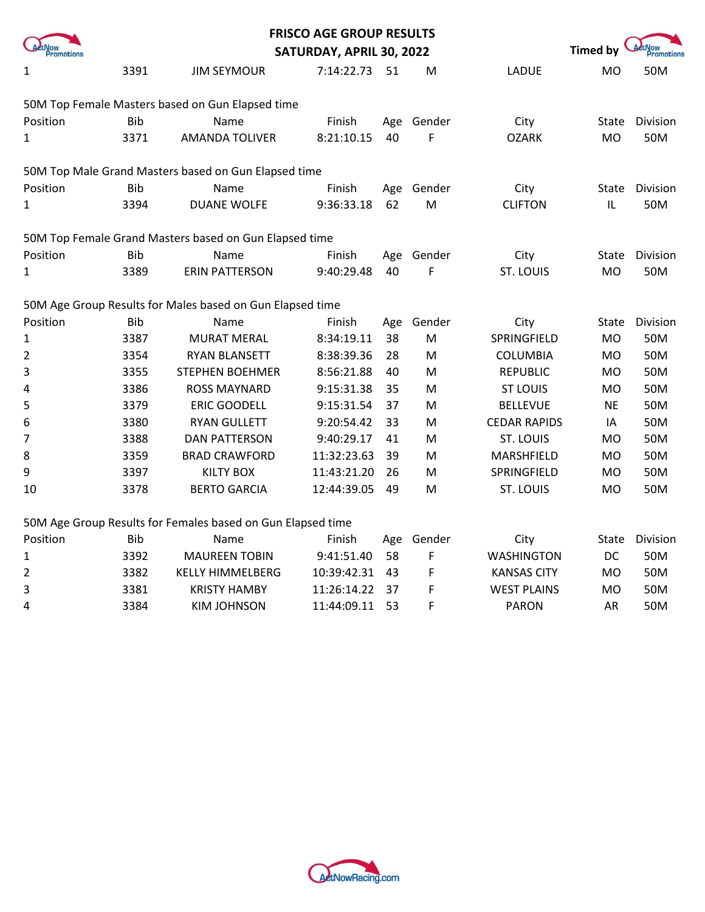# FRISCO AGE GROUP RESULTS

## SATURDAY, APRIL 30, 2022

Timed by ActNow Promotions

| | | | | | | | | |
|---|---|---|---|---|---|---|---|---|
| 1 | 3391 | JIM SEYMOUR | 7:14:22.73 | 51 | M | LADUE | MO | 50M |

50M Top Female Masters based on Gun Elapsed time

| Position | Bib | Name | Finish | Age | Gender | City | State | Division |
|---|---|---|---|---|---|---|---|---|
| 1 | 3371 | AMANDA TOLIVER | 8:21:10.15 | 40 | F | OZARK | MO | 50M |

50M Top Male Grand Masters based on Gun Elapsed time

| Position | Bib | Name | Finish | Age | Gender | City | State | Division |
|---|---|---|---|---|---|---|---|---|
| 1 | 3394 | DUANE WOLFE | 9:36:33.18 | 62 | M | CLIFTON | IL | 50M |

50M Top Female Grand Masters based on Gun Elapsed time

| Position | Bib | Name | Finish | Age | Gender | City | State | Division |
|---|---|---|---|---|---|---|---|---|
| 1 | 3389 | ERIN PATTERSON | 9:40:29.48 | 40 | F | ST. LOUIS | MO | 50M |

50M Age Group Results for Males based on Gun Elapsed time

| Position | Bib | Name | Finish | Age | Gender | City | State | Division |
|---|---|---|---|---|---|---|---|---|
| 1 | 3387 | MURAT MERAL | 8:34:19.11 | 38 | M | SPRINGFIELD | MO | 50M |
| 2 | 3354 | RYAN BLANSETT | 8:38:39.36 | 28 | M | COLUMBIA | MO | 50M |
| 3 | 3355 | STEPHEN BOEHMER | 8:56:21.88 | 40 | M | REPUBLIC | MO | 50M |
| 4 | 3386 | ROSS MAYNARD | 9:15:31.38 | 35 | M | ST LOUIS | MO | 50M |
| 5 | 3379 | ERIC GOODELL | 9:15:31.54 | 37 | M | BELLEVUE | NE | 50M |
| 6 | 3380 | RYAN GULLETT | 9:20:54.42 | 33 | M | CEDAR RAPIDS | IA | 50M |
| 7 | 3388 | DAN PATTERSON | 9:40:29.17 | 41 | M | ST. LOUIS | MO | 50M |
| 8 | 3359 | BRAD CRAWFORD | 11:32:23.63 | 39 | M | MARSHFIELD | MO | 50M |
| 9 | 3397 | KILTY BOX | 11:43:21.20 | 26 | M | SPRINGFIELD | MO | 50M |
| 10 | 3378 | BERTO GARCIA | 12:44:39.05 | 49 | M | ST. LOUIS | MO | 50M |

50M Age Group Results for Females based on Gun Elapsed time

| Position | Bib | Name | Finish | Age | Gender | City | State | Division |
|---|---|---|---|---|---|---|---|---|
| 1 | 3392 | MAUREEN TOBIN | 9:41:51.40 | 58 | F | WASHINGTON | DC | 50M |
| 2 | 3382 | KELLY HIMMELBERG | 10:39:42.31 | 43 | F | KANSAS CITY | MO | 50M |
| 3 | 3381 | KRISTY HAMBY | 11:26:14.22 | 37 | F | WEST PLAINS | MO | 50M |
| 4 | 3384 | KIM JOHNSON | 11:44:09.11 | 53 | F | PARON | AR | 50M |

ActNowRacing.com